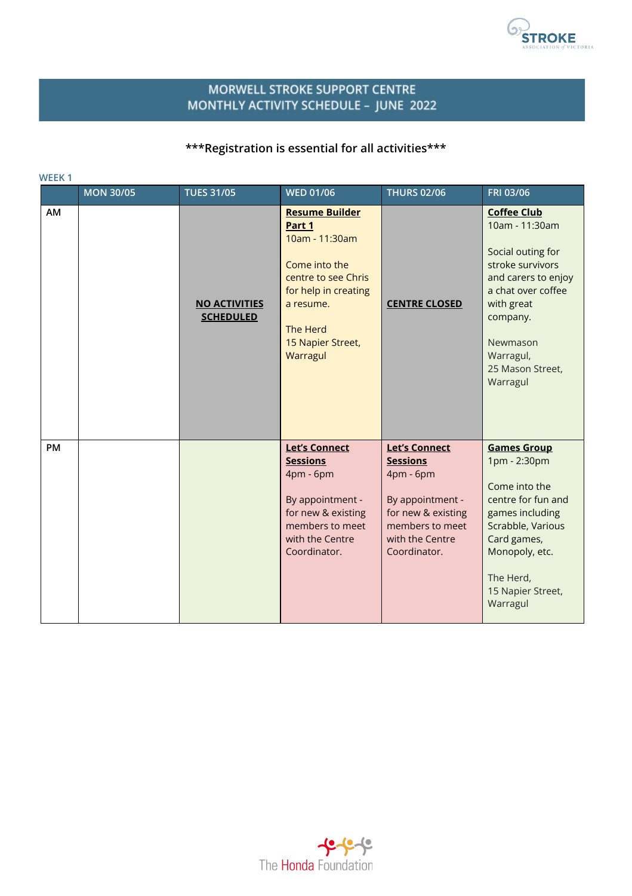# MORWELL STROKE SUPPORT CENTRE
## MONTHLY ACTIVITY SCHEDULE – JUNE 2022

**\*\*\*Registration is essential for all activities\*\*\***

**WEEK 1**

| | MON 30/05 | TUES 31/05 | WED 01/06 | THURS 02/06 | FRI 03/06 |
|---|---|---|---|---|---|
| AM | | **NO ACTIVITIES SCHEDULED** | **Resume Builder Part 1**<br>10am - 11:30am<br><br>Come into the centre to see Chris for help in creating a resume.<br><br>The Herd<br>15 Napier Street, Warragul | **CENTRE CLOSED** | **Coffee Club**<br>10am - 11:30am<br><br>Social outing for stroke survivors and carers to enjoy a chat over coffee with great company.<br><br>Newmason Warragul,<br>25 Mason Street, Warragul |
| PM | | | **Let's Connect Sessions**<br>4pm - 6pm<br><br>By appointment - for new & existing members to meet with the Centre Coordinator. | **Let's Connect Sessions**<br>4pm - 6pm<br><br>By appointment - for new & existing members to meet with the Centre Coordinator. | **Games Group**<br>1pm - 2:30pm<br><br>Come into the centre for fun and games including Scrabble, Various Card games, Monopoly, etc.<br><br>The Herd,<br>15 Napier Street, Warragul |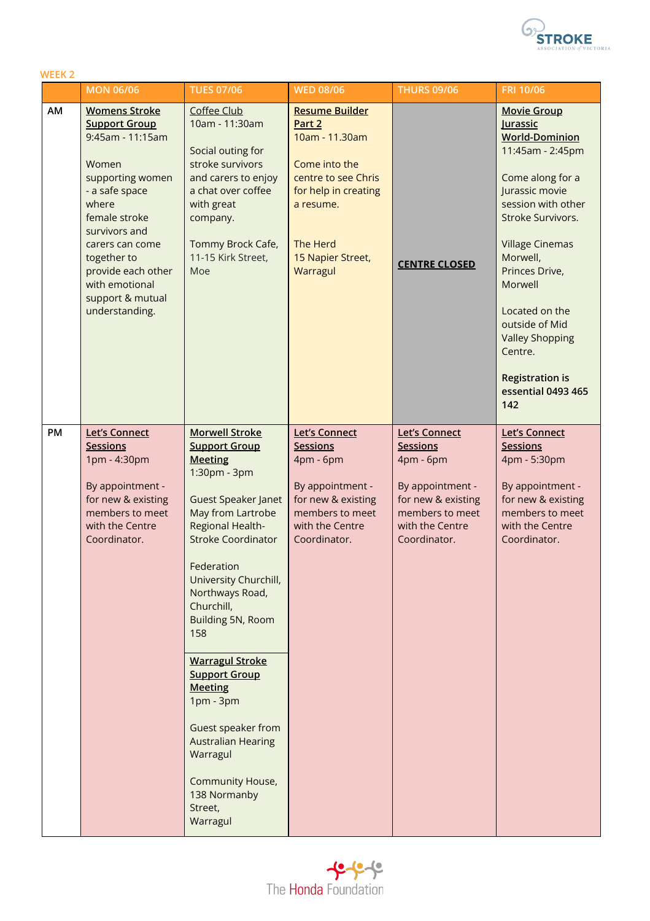WEEK 2

| | MON 06/06 | TUES 07/06 | WED 08/06 | THURS 09/06 | FRI 10/06 |
|---|---|---|---|---|---|
| AM | **Womens Stroke Support Group**<br>9:45am - 11:15am<br><br>Women supporting women - a safe space where female stroke survivors and carers can come together to provide each other with emotional support & mutual understanding. | Coffee Club<br>10am - 11:30am<br><br>Social outing for stroke survivors and carers to enjoy a chat over coffee with great company.<br><br>Tommy Brock Cafe, 11-15 Kirk Street, Moe | **Resume Builder Part 2**<br>10am - 11.30am<br><br>Come into the centre to see Chris for help in creating a resume.<br><br>The Herd<br>15 Napier Street, Warragul | **CENTRE CLOSED** | **Movie Group Jurassic World-Dominion**<br>11:45am - 2:45pm<br><br>Come along for a Jurassic movie session with other Stroke Survivors.<br><br>Village Cinemas Morwell, Princes Drive, Morwell<br><br>Located on the outside of Mid Valley Shopping Centre.<br><br>**Registration is essential 0493 465 142** |
| PM | **Let's Connect Sessions**<br>1pm - 4:30pm<br><br>By appointment - for new & existing members to meet with the Centre Coordinator. | **Morwell Stroke Support Group Meeting**<br>1:30pm - 3pm<br><br>Guest Speaker Janet May from Lartrobe Regional Health- Stroke Coordinator<br><br>Federation University Churchill, Northways Road, Churchill, Building 5N, Room 158<br><br>**Warragul Stroke Support Group Meeting**<br>1pm - 3pm<br><br>Guest speaker from Australian Hearing Warragul<br><br>Community House, 138 Normanby Street, Warragul | **Let's Connect Sessions**<br>4pm - 6pm<br><br>By appointment - for new & existing members to meet with the Centre Coordinator. | **Let's Connect Sessions**<br>4pm - 6pm<br><br>By appointment - for new & existing members to meet with the Centre Coordinator. | **Let's Connect Sessions**<br>4pm - 5:30pm<br><br>By appointment - for new & existing members to meet with the Centre Coordinator. |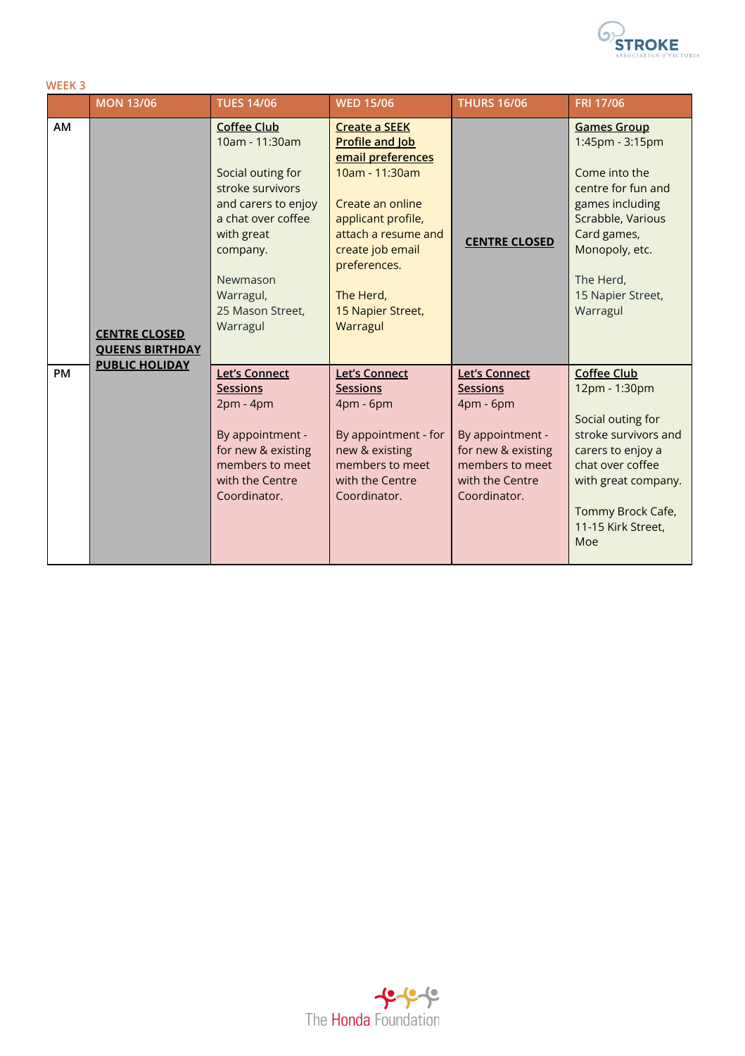WEEK 3

| | MON 13/06 | TUES 14/06 | WED 15/06 | THURS 16/06 | FRI 17/06 |
|---|---|---|---|---|---|
| AM | **CENTRE CLOSED QUEENS BIRTHDAY PUBLIC HOLIDAY** | **Coffee Club** 10am - 11:30am<br><br>Social outing for stroke survivors and carers to enjoy a chat over coffee with great company.<br><br>Newmason Warragul, 25 Mason Street, Warragul | **Create a SEEK Profile and Job email preferences** 10am - 11:30am<br><br>Create an online applicant profile, attach a resume and create job email preferences.<br><br>The Herd, 15 Napier Street, Warragul | **CENTRE CLOSED** | **Games Group** 1:45pm - 3:15pm<br><br>Come into the centre for fun and games including Scrabble, Various Card games, Monopoly, etc.<br><br>The Herd, 15 Napier Street, Warragul |
| PM | | **Let's Connect Sessions** 2pm - 4pm<br><br>By appointment - for new & existing members to meet with the Centre Coordinator. | **Let's Connect Sessions** 4pm - 6pm<br><br>By appointment - for new & existing members to meet with the Centre Coordinator. | **Let's Connect Sessions** 4pm - 6pm<br><br>By appointment - for new & existing members to meet with the Centre Coordinator. | **Coffee Club** 12pm - 1:30pm<br><br>Social outing for stroke survivors and carers to enjoy a chat over coffee with great company.<br><br>Tommy Brock Cafe, 11-15 Kirk Street, Moe |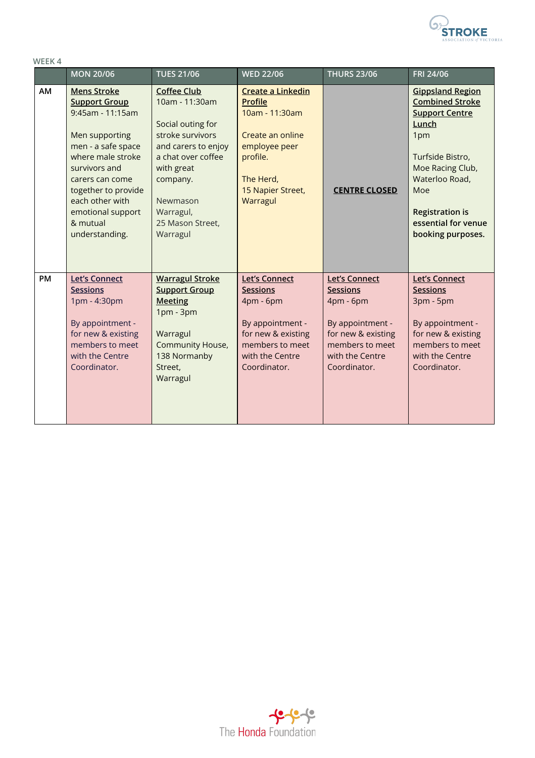WEEK 4

| | MON 20/06 | TUES 21/06 | WED 22/06 | THURS 23/06 | FRI 24/06 |
|---|---|---|---|---|---|
| AM | **Mens Stroke Support Group**<br>9:45am - 11:15am<br><br>Men supporting men - a safe space where male stroke survivors and carers can come together to provide each other with emotional support & mutual understanding. | **Coffee Club**<br>10am - 11:30am<br><br>Social outing for stroke survivors and carers to enjoy a chat over coffee with great company.<br><br>Newmason Warragul,<br>25 Mason Street, Warragul | **Create a Linkedin Profile**<br>10am - 11:30am<br><br>Create an online employee peer profile.<br><br>The Herd,<br>15 Napier Street, Warragul | **CENTRE CLOSED** | **Gippsland Region Combined Stroke Support Centre Lunch**<br>1pm<br><br>Turfside Bistro, Moe Racing Club, Waterloo Road, Moe<br><br>**Registration is essential for venue booking purposes.** |
| PM | **Let's Connect Sessions**<br>1pm - 4:30pm<br><br>By appointment - for new & existing members to meet with the Centre Coordinator. | **Warragul Stroke Support Group Meeting**<br>1pm - 3pm<br><br>Warragul Community House,<br>138 Normanby Street,<br>Warragul | **Let's Connect Sessions**<br>4pm - 6pm<br><br>By appointment - for new & existing members to meet with the Centre Coordinator. | **Let's Connect Sessions**<br>4pm - 6pm<br><br>By appointment - for new & existing members to meet with the Centre Coordinator. | **Let's Connect Sessions**<br>3pm - 5pm<br><br>By appointment - for new & existing members to meet with the Centre Coordinator. |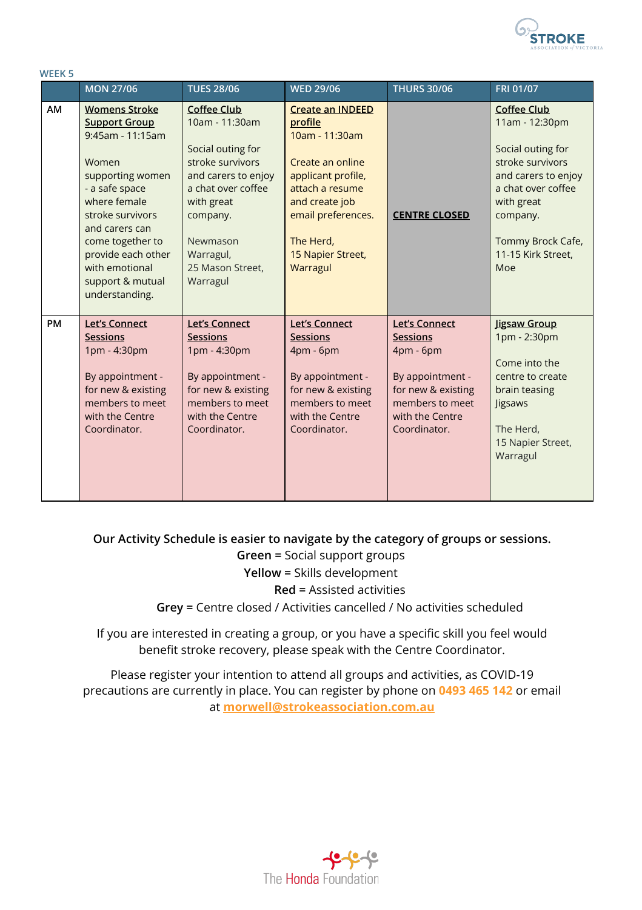WEEK 5

| | MON 27/06 | TUES 28/06 | WED 29/06 | THURS 30/06 | FRI 01/07 |
|---|---|---|---|---|---|
| AM | **Womens Stroke Support Group**<br>9:45am - 11:15am<br><br>Women supporting women - a safe space where female stroke survivors and carers can come together to provide each other with emotional support & mutual understanding. | **Coffee Club**<br>10am - 11:30am<br><br>Social outing for stroke survivors and carers to enjoy a chat over coffee with great company.<br><br>Newmason Warragul,<br>25 Mason Street, Warragul | **Create an INDEED profile**<br>10am - 11:30am<br><br>Create an online applicant profile, attach a resume and create job email preferences.<br><br>The Herd,<br>15 Napier Street, Warragul | **CENTRE CLOSED** | **Coffee Club**<br>11am - 12:30pm<br><br>Social outing for stroke survivors and carers to enjoy a chat over coffee with great company.<br><br>Tommy Brock Cafe,<br>11-15 Kirk Street, Moe |
| PM | **Let's Connect Sessions**<br>1pm - 4:30pm<br><br>By appointment - for new & existing members to meet with the Centre Coordinator. | **Let's Connect Sessions**<br>1pm - 4:30pm<br><br>By appointment - for new & existing members to meet with the Centre Coordinator. | **Let's Connect Sessions**<br>4pm - 6pm<br><br>By appointment - for new & existing members to meet with the Centre Coordinator. | **Let's Connect Sessions**<br>4pm - 6pm<br><br>By appointment - for new & existing members to meet with the Centre Coordinator. | **Jigsaw Group**<br>1pm - 2:30pm<br><br>Come into the centre to create brain teasing Jigsaws<br><br>The Herd,<br>15 Napier Street, Warragul |

**Our Activity Schedule is easier to navigate by the category of groups or sessions.**

**Green** = Social support groups

**Yellow** = Skills development

**Red** = Assisted activities

**Grey** = Centre closed / Activities cancelled / No activities scheduled

If you are interested in creating a group, or you have a specific skill you feel would benefit stroke recovery, please speak with the Centre Coordinator.

Please register your intention to attend all groups and activities, as COVID-19 precautions are currently in place. You can register by phone on **0493 465 142** or email at **morwell@strokeassociation.com.au**

The Honda Foundation